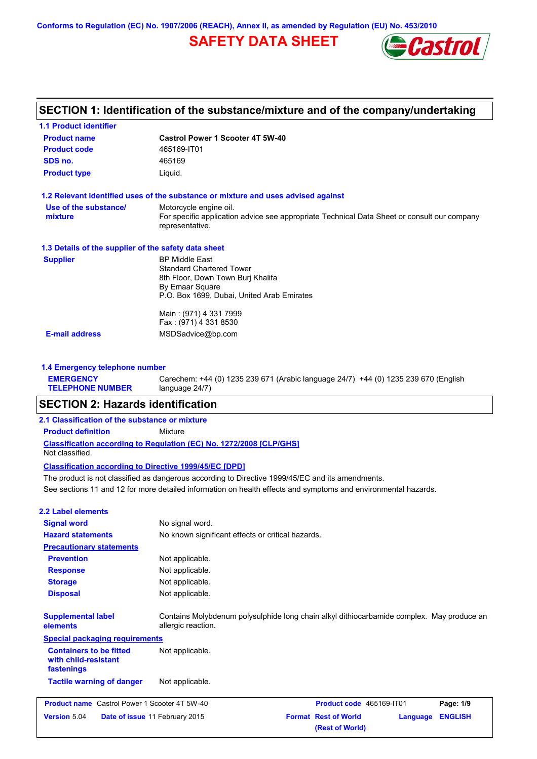Conforms to Regulation (EC) No. 1907/2006 (REACH), Annex II, as amended by Regulation (EU) No. 453/2010

# SAFETY DATA SHEET

## SECTION 1: Identification of the substance/mixture and of the company/undertaking

### 1.1 Product identifier

| | |
|---|---|
| **Product name** | **Castrol Power 1 Scooter 4T 5W-40** |
| **Product code** | 465169-IT01 |
| **SDS no.** | 465169 |
| **Product type** | Liquid. |

### 1.2 Relevant identified uses of the substance or mixture and uses advised against

| | |
|---|---|
| **Use of the substance/ mixture** | Motorcycle engine oil. For specific application advice see appropriate Technical Data Sheet or consult our company representative. |

### 1.3 Details of the supplier of the safety data sheet

| | |
|---|---|
| **Supplier** | BP Middle East<br>Standard Chartered Tower<br>8th Floor, Down Town Burj Khalifa<br>By Emaar Square<br>P.O. Box 1699, Dubai, United Arab Emirates<br><br>Main : (971) 4 331 7999<br>Fax : (971) 4 331 8530 |
| **E-mail address** | MSDSadvice@bp.com |

### 1.4 Emergency telephone number

| | |
|---|---|
| **EMERGENCY TELEPHONE NUMBER** | Carechem: +44 (0) 1235 239 671 (Arabic language 24/7) +44 (0) 1235 239 670 (English language 24/7) |

## SECTION 2: Hazards identification

### 2.1 Classification of the substance or mixture

**Product definition** Mixture

**Classification according to Regulation (EC) No. 1272/2008 [CLP/GHS]**

Not classified.

**Classification according to Directive 1999/45/EC [DPD]**

The product is not classified as dangerous according to Directive 1999/45/EC and its amendments.

See sections 11 and 12 for more detailed information on health effects and symptoms and environmental hazards.

### 2.2 Label elements

| | |
|---|---|
| **Signal word** | No signal word. |
| **Hazard statements** | No known significant effects or critical hazards. |

**Precautionary statements**

| | |
|---|---|
| **Prevention** | Not applicable. |
| **Response** | Not applicable. |
| **Storage** | Not applicable. |
| **Disposal** | Not applicable. |

| | |
|---|---|
| **Supplemental label elements** | Contains Molybdenum polysulphide long chain alkyl dithiocarbamide complex. May produce an allergic reaction. |

**Special packaging requirements**

| | |
|---|---|
| **Containers to be fitted with child-resistant fastenings** | Not applicable. |
| **Tactile warning of danger** | Not applicable. |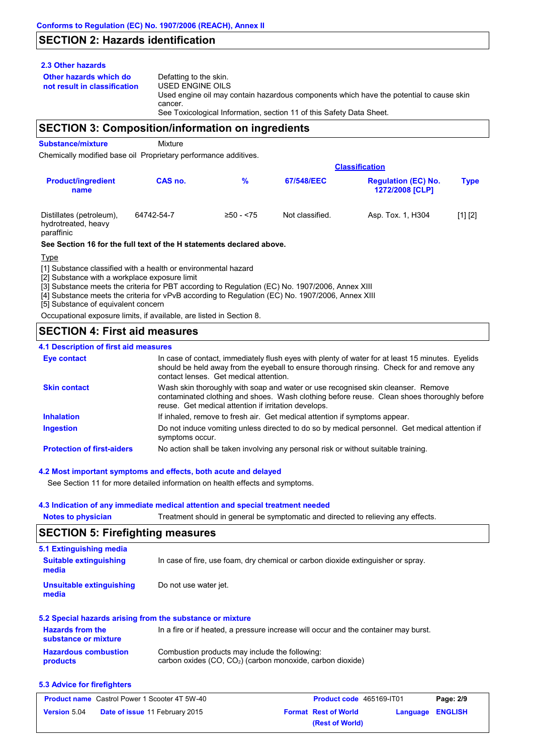## SECTION 2: Hazards identification

### 2.3 Other hazards

**Other hazards which do not result in classification**

Defatting to the skin.
USED ENGINE OILS
Used engine oil may contain hazardous components which have the potential to cause skin cancer.
See Toxicological Information, section 11 of this Safety Data Sheet.

## SECTION 3: Composition/information on ingredients

**Substance/mixture** Mixture

Chemically modified base oil Proprietary performance additives.

| Product/ingredient name | CAS no. | % | Classification | | Type |
|---|---|---|---|---|---|
| | | | 67/548/EEC | Regulation (EC) No. 1272/2008 [CLP] | |
| Distillates (petroleum), hydrotreated, heavy paraffinic | 64742-54-7 | ≥50 - <75 | Not classified. | Asp. Tox. 1, H304 | [1] [2] |

**See Section 16 for the full text of the H statements declared above.**

Type

[1] Substance classified with a health or environmental hazard
[2] Substance with a workplace exposure limit
[3] Substance meets the criteria for PBT according to Regulation (EC) No. 1907/2006, Annex XIII
[4] Substance meets the criteria for vPvB according to Regulation (EC) No. 1907/2006, Annex XIII
[5] Substance of equivalent concern

Occupational exposure limits, if available, are listed in Section 8.

## SECTION 4: First aid measures

### 4.1 Description of first aid measures

**Eye contact**
In case of contact, immediately flush eyes with plenty of water for at least 15 minutes. Eyelids should be held away from the eyeball to ensure thorough rinsing. Check for and remove any contact lenses. Get medical attention.

**Skin contact**
Wash skin thoroughly with soap and water or use recognised skin cleanser. Remove contaminated clothing and shoes. Wash clothing before reuse. Clean shoes thoroughly before reuse. Get medical attention if irritation develops.

**Inhalation**
If inhaled, remove to fresh air. Get medical attention if symptoms appear.

**Ingestion**
Do not induce vomiting unless directed to do so by medical personnel. Get medical attention if symptoms occur.

**Protection of first-aiders**
No action shall be taken involving any personal risk or without suitable training.

### 4.2 Most important symptoms and effects, both acute and delayed

See Section 11 for more detailed information on health effects and symptoms.

### 4.3 Indication of any immediate medical attention and special treatment needed

**Notes to physician**
Treatment should in general be symptomatic and directed to relieving any effects.

## SECTION 5: Firefighting measures

### 5.1 Extinguishing media

**Suitable extinguishing media**
In case of fire, use foam, dry chemical or carbon dioxide extinguisher or spray.

**Unsuitable extinguishing media**
Do not use water jet.

### 5.2 Special hazards arising from the substance or mixture

**Hazards from the substance or mixture**
In a fire or if heated, a pressure increase will occur and the container may burst.

**Hazardous combustion products**
Combustion products may include the following:
carbon oxides (CO, $CO_2$) (carbon monoxide, carbon dioxide)

### 5.3 Advice for firefighters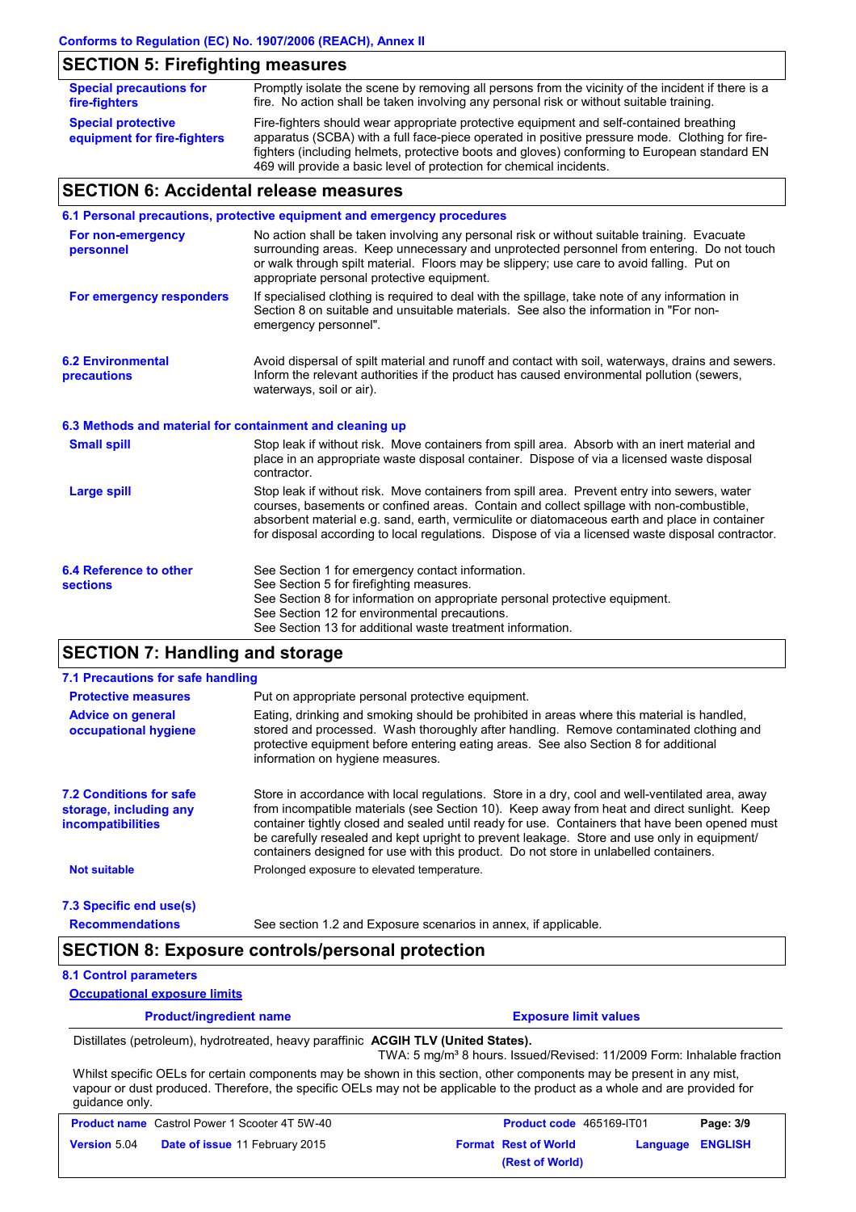## SECTION 5: Firefighting measures

**Special precautions for fire-fighters**
Promptly isolate the scene by removing all persons from the vicinity of the incident if there is a fire. No action shall be taken involving any personal risk or without suitable training.

**Special protective equipment for fire-fighters**
Fire-fighters should wear appropriate protective equipment and self-contained breathing apparatus (SCBA) with a full face-piece operated in positive pressure mode. Clothing for fire-fighters (including helmets, protective boots and gloves) conforming to European standard EN 469 will provide a basic level of protection for chemical incidents.

## SECTION 6: Accidental release measures

### 6.1 Personal precautions, protective equipment and emergency procedures

**For non-emergency personnel**
No action shall be taken involving any personal risk or without suitable training. Evacuate surrounding areas. Keep unnecessary and unprotected personnel from entering. Do not touch or walk through spilt material. Floors may be slippery; use care to avoid falling. Put on appropriate personal protective equipment.

**For emergency responders**
If specialised clothing is required to deal with the spillage, take note of any information in Section 8 on suitable and unsuitable materials. See also the information in "For non-emergency personnel".

### 6.2 Environmental precautions

Avoid dispersal of spilt material and runoff and contact with soil, waterways, drains and sewers. Inform the relevant authorities if the product has caused environmental pollution (sewers, waterways, soil or air).

### 6.3 Methods and material for containment and cleaning up

**Small spill**
Stop leak if without risk. Move containers from spill area. Absorb with an inert material and place in an appropriate waste disposal container. Dispose of via a licensed waste disposal contractor.

**Large spill**
Stop leak if without risk. Move containers from spill area. Prevent entry into sewers, water courses, basements or confined areas. Contain and collect spillage with non-combustible, absorbent material e.g. sand, earth, vermiculite or diatomaceous earth and place in container for disposal according to local regulations. Dispose of via a licensed waste disposal contractor.

### 6.4 Reference to other sections

See Section 1 for emergency contact information.
See Section 5 for firefighting measures.
See Section 8 for information on appropriate personal protective equipment.
See Section 12 for environmental precautions.
See Section 13 for additional waste treatment information.

## SECTION 7: Handling and storage

### 7.1 Precautions for safe handling

**Protective measures**
Put on appropriate personal protective equipment.

**Advice on general occupational hygiene**
Eating, drinking and smoking should be prohibited in areas where this material is handled, stored and processed. Wash thoroughly after handling. Remove contaminated clothing and protective equipment before entering eating areas. See also Section 8 for additional information on hygiene measures.

### 7.2 Conditions for safe storage, including any incompatibilities

Store in accordance with local regulations. Store in a dry, cool and well-ventilated area, away from incompatible materials (see Section 10). Keep away from heat and direct sunlight. Keep container tightly closed and sealed until ready for use. Containers that have been opened must be carefully resealed and kept upright to prevent leakage. Store and use only in equipment/ containers designed for use with this product. Do not store in unlabelled containers.

**Not suitable**
Prolonged exposure to elevated temperature.

### 7.3 Specific end use(s)

**Recommendations**
See section 1.2 and Exposure scenarios in annex, if applicable.

## SECTION 8: Exposure controls/personal protection

### 8.1 Control parameters

**Occupational exposure limits**

| Product/ingredient name | Exposure limit values |
|---|---|
| Distillates (petroleum), hydrotreated, heavy paraffinic | **ACGIH TLV (United States).**<br>TWA: 5 mg/m³ 8 hours. Issued/Revised: 11/2009 Form: Inhalable fraction |

Whilst specific OELs for certain components may be shown in this section, other components may be present in any mist, vapour or dust produced. Therefore, the specific OELs may not be applicable to the product as a whole and are provided for guidance only.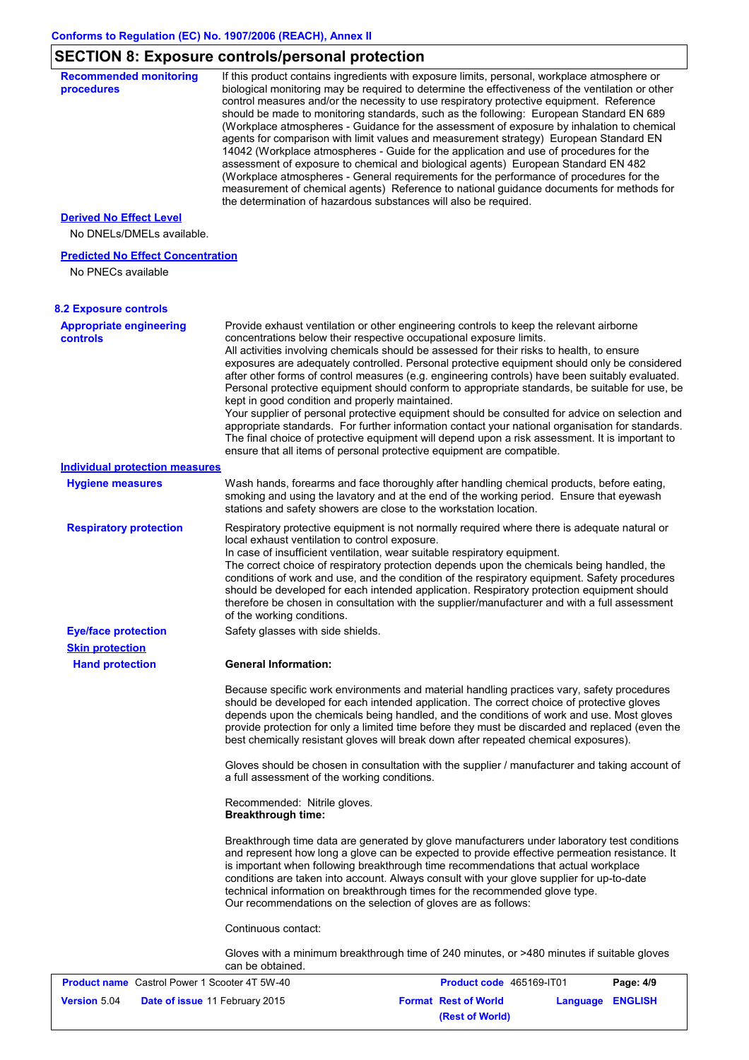## SECTION 8: Exposure controls/personal protection

**Recommended monitoring procedures**

If this product contains ingredients with exposure limits, personal, workplace atmosphere or biological monitoring may be required to determine the effectiveness of the ventilation or other control measures and/or the necessity to use respiratory protective equipment. Reference should be made to monitoring standards, such as the following: European Standard EN 689 (Workplace atmospheres - Guidance for the assessment of exposure by inhalation to chemical agents for comparison with limit values and measurement strategy) European Standard EN 14042 (Workplace atmospheres - Guide for the application and use of procedures for the assessment of exposure to chemical and biological agents) European Standard EN 482 (Workplace atmospheres - General requirements for the performance of procedures for the measurement of chemical agents) Reference to national guidance documents for methods for the determination of hazardous substances will also be required.

**Derived No Effect Level**

No DNELs/DMELs available.

**Predicted No Effect Concentration**

No PNECs available

### 8.2 Exposure controls

**Appropriate engineering controls**

Provide exhaust ventilation or other engineering controls to keep the relevant airborne concentrations below their respective occupational exposure limits.
All activities involving chemicals should be assessed for their risks to health, to ensure exposures are adequately controlled. Personal protective equipment should only be considered after other forms of control measures (e.g. engineering controls) have been suitably evaluated. Personal protective equipment should conform to appropriate standards, be suitable for use, be kept in good condition and properly maintained.
Your supplier of personal protective equipment should be consulted for advice on selection and appropriate standards. For further information contact your national organisation for standards.
The final choice of protective equipment will depend upon a risk assessment. It is important to ensure that all items of personal protective equipment are compatible.

**Individual protection measures**

**Hygiene measures**

Wash hands, forearms and face thoroughly after handling chemical products, before eating, smoking and using the lavatory and at the end of the working period. Ensure that eyewash stations and safety showers are close to the workstation location.

**Respiratory protection**

Respiratory protective equipment is not normally required where there is adequate natural or local exhaust ventilation to control exposure.
In case of insufficient ventilation, wear suitable respiratory equipment.
The correct choice of respiratory protection depends upon the chemicals being handled, the conditions of work and use, and the condition of the respiratory equipment. Safety procedures should be developed for each intended application. Respiratory protection equipment should therefore be chosen in consultation with the supplier/manufacturer and with a full assessment of the working conditions.

**Eye/face protection**

Safety glasses with side shields.

**Skin protection**

**Hand protection**

**General Information:**

Because specific work environments and material handling practices vary, safety procedures should be developed for each intended application. The correct choice of protective gloves depends upon the chemicals being handled, and the conditions of work and use. Most gloves provide protection for only a limited time before they must be discarded and replaced (even the best chemically resistant gloves will break down after repeated chemical exposures).

Gloves should be chosen in consultation with the supplier / manufacturer and taking account of a full assessment of the working conditions.

Recommended: Nitrile gloves.
**Breakthrough time:**

Breakthrough time data are generated by glove manufacturers under laboratory test conditions and represent how long a glove can be expected to provide effective permeation resistance. It is important when following breakthrough time recommendations that actual workplace conditions are taken into account. Always consult with your glove supplier for up-to-date technical information on breakthrough times for the recommended glove type.
Our recommendations on the selection of gloves are as follows:

Continuous contact:

Gloves with a minimum breakthrough time of 240 minutes, or >480 minutes if suitable gloves can be obtained.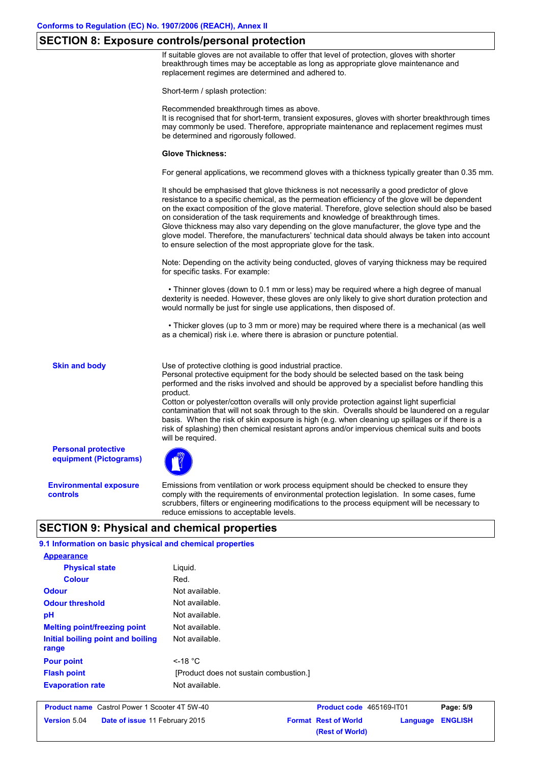## SECTION 8: Exposure controls/personal protection

If suitable gloves are not available to offer that level of protection, gloves with shorter breakthrough times may be acceptable as long as appropriate glove maintenance and replacement regimes are determined and adhered to.

Short-term / splash protection:

Recommended breakthrough times as above.
It is recognised that for short-term, transient exposures, gloves with shorter breakthrough times may commonly be used. Therefore, appropriate maintenance and replacement regimes must be determined and rigorously followed.

**Glove Thickness:**

For general applications, we recommend gloves with a thickness typically greater than 0.35 mm.

It should be emphasised that glove thickness is not necessarily a good predictor of glove resistance to a specific chemical, as the permeation efficiency of the glove will be dependent on the exact composition of the glove material. Therefore, glove selection should also be based on consideration of the task requirements and knowledge of breakthrough times.
Glove thickness may also vary depending on the glove manufacturer, the glove type and the glove model. Therefore, the manufacturers' technical data should always be taken into account to ensure selection of the most appropriate glove for the task.

Note: Depending on the activity being conducted, gloves of varying thickness may be required for specific tasks. For example:

- Thinner gloves (down to 0.1 mm or less) may be required where a high degree of manual dexterity is needed. However, these gloves are only likely to give short duration protection and would normally be just for single use applications, then disposed of.

- Thicker gloves (up to 3 mm or more) may be required where there is a mechanical (as well as a chemical) risk i.e. where there is abrasion or puncture potential.

**Skin and body**

Use of protective clothing is good industrial practice.
Personal protective equipment for the body should be selected based on the task being performed and the risks involved and should be approved by a specialist before handling this product.
Cotton or polyester/cotton overalls will only provide protection against light superficial contamination that will not soak through to the skin. Overalls should be laundered on a regular basis. When the risk of skin exposure is high (e.g. when cleaning up spillages or if there is a risk of splashing) then chemical resistant aprons and/or impervious chemical suits and boots will be required.

**Personal protective equipment (Pictograms)**

**Environmental exposure controls**

Emissions from ventilation or work process equipment should be checked to ensure they comply with the requirements of environmental protection legislation. In some cases, fume scrubbers, filters or engineering modifications to the process equipment will be necessary to reduce emissions to acceptable levels.

## SECTION 9: Physical and chemical properties

### 9.1 Information on basic physical and chemical properties

**Appearance**

| Property | Value |
|---|---|
| Physical state | Liquid. |
| Colour | Red. |
| Odour | Not available. |
| Odour threshold | Not available. |
| pH | Not available. |
| Melting point/freezing point | Not available. |
| Initial boiling point and boiling range | Not available. |
| Pour point | <-18 °C |
| Flash point | [Product does not sustain combustion.] |
| Evaporation rate | Not available. |

| Product name | Castrol Power 1 Scooter 4T 5W-40 | Product code | 465169-IT01 |
|---|---|---|---|
| Version | 5.04 | Date of issue | 11 February 2015 |
| Format | Rest of World (Rest of World) | Language | ENGLISH |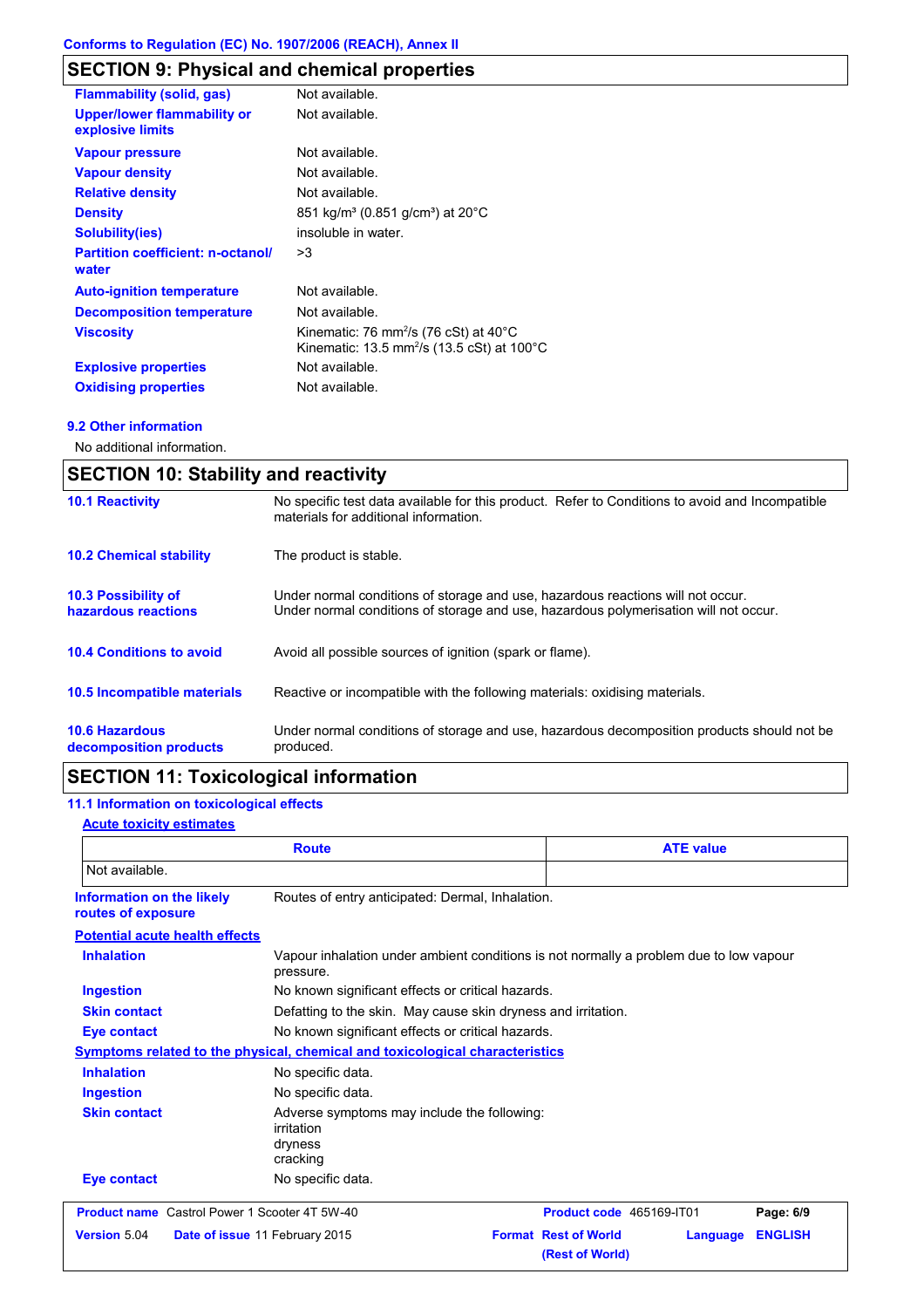## SECTION 9: Physical and chemical properties

| | |
|---|---|
| **Flammability (solid, gas)** | Not available. |
| **Upper/lower flammability or explosive limits** | Not available. |
| **Vapour pressure** | Not available. |
| **Vapour density** | Not available. |
| **Relative density** | Not available. |
| **Density** | 851 kg/m³ (0.851 g/cm³) at 20°C |
| **Solubility(ies)** | insoluble in water. |
| **Partition coefficient: n-octanol/ water** | >3 |
| **Auto-ignition temperature** | Not available. |
| **Decomposition temperature** | Not available. |
| **Viscosity** | Kinematic: 76 $mm^2/s$ (76 cSt) at 40°C<br>Kinematic: 13.5 $mm^2/s$ (13.5 cSt) at 100°C |
| **Explosive properties** | Not available. |
| **Oxidising properties** | Not available. |

### 9.2 Other information

No additional information.

## SECTION 10: Stability and reactivity

| | |
|---|---|
| **10.1 Reactivity** | No specific test data available for this product. Refer to Conditions to avoid and Incompatible materials for additional information. |
| **10.2 Chemical stability** | The product is stable. |
| **10.3 Possibility of hazardous reactions** | Under normal conditions of storage and use, hazardous reactions will not occur.<br>Under normal conditions of storage and use, hazardous polymerisation will not occur. |
| **10.4 Conditions to avoid** | Avoid all possible sources of ignition (spark or flame). |
| **10.5 Incompatible materials** | Reactive or incompatible with the following materials: oxidising materials. |
| **10.6 Hazardous decomposition products** | Under normal conditions of storage and use, hazardous decomposition products should not be produced. |

## SECTION 11: Toxicological information

### 11.1 Information on toxicological effects

**Acute toxicity estimates**

| Route | ATE value |
|---|---|
| Not available. | |

**Information on the likely routes of exposure**: Routes of entry anticipated: Dermal, Inhalation.

**Potential acute health effects**

| | |
|---|---|
| **Inhalation** | Vapour inhalation under ambient conditions is not normally a problem due to low vapour pressure. |
| **Ingestion** | No known significant effects or critical hazards. |
| **Skin contact** | Defatting to the skin. May cause skin dryness and irritation. |
| **Eye contact** | No known significant effects or critical hazards. |

**Symptoms related to the physical, chemical and toxicological characteristics**

| | |
|---|---|
| **Inhalation** | No specific data. |
| **Ingestion** | No specific data. |
| **Skin contact** | Adverse symptoms may include the following:<br>irritation<br>dryness<br>cracking |
| **Eye contact** | No specific data. |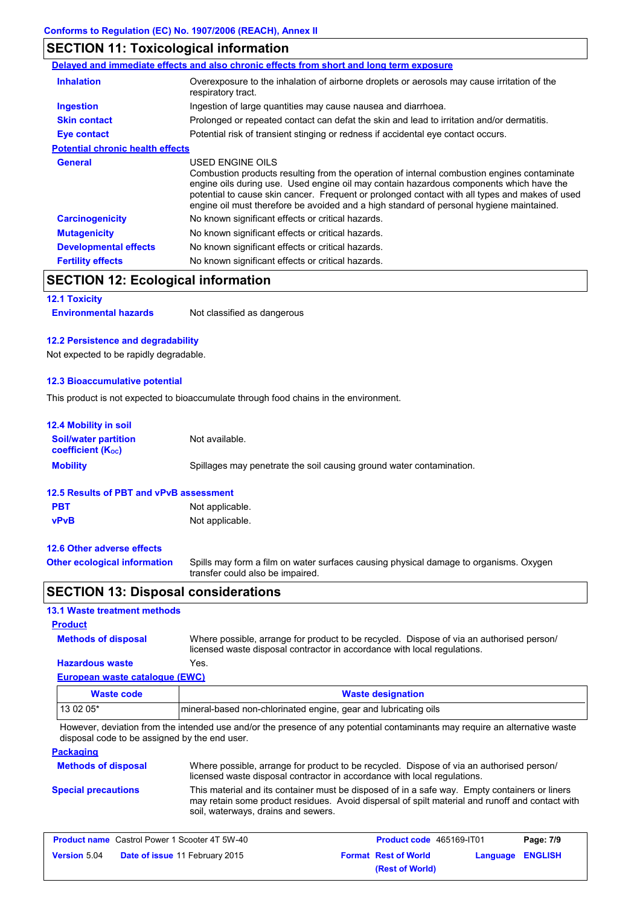## SECTION 11: Toxicological information

**Delayed and immediate effects and also chronic effects from short and long term exposure**

| | |
|---|---|
| **Inhalation** | Overexposure to the inhalation of airborne droplets or aerosols may cause irritation of the respiratory tract. |
| **Ingestion** | Ingestion of large quantities may cause nausea and diarrhoea. |
| **Skin contact** | Prolonged or repeated contact can defat the skin and lead to irritation and/or dermatitis. |
| **Eye contact** | Potential risk of transient stinging or redness if accidental eye contact occurs. |

**Potential chronic health effects**

| | |
|---|---|
| **General** | USED ENGINE OILS<br>Combustion products resulting from the operation of internal combustion engines contaminate engine oils during use. Used engine oil may contain hazardous components which have the potential to cause skin cancer. Frequent or prolonged contact with all types and makes of used engine oil must therefore be avoided and a high standard of personal hygiene maintained. |
| **Carcinogenicity** | No known significant effects or critical hazards. |
| **Mutagenicity** | No known significant effects or critical hazards. |
| **Developmental effects** | No known significant effects or critical hazards. |
| **Fertility effects** | No known significant effects or critical hazards. |

## SECTION 12: Ecological information

### 12.1 Toxicity

**Environmental hazards** Not classified as dangerous

### 12.2 Persistence and degradability

Not expected to be rapidly degradable.

### 12.3 Bioaccumulative potential

This product is not expected to bioaccumulate through food chains in the environment.

### 12.4 Mobility in soil

| | |
|---|---|
| **Soil/water partition coefficient ($K_{OC}$)** | Not available. |
| **Mobility** | Spillages may penetrate the soil causing ground water contamination. |

### 12.5 Results of PBT and vPvB assessment

| | |
|---|---|
| **PBT** | Not applicable. |
| **vPvB** | Not applicable. |

### 12.6 Other adverse effects

**Other ecological information** Spills may form a film on water surfaces causing physical damage to organisms. Oxygen transfer could also be impaired.

## SECTION 13: Disposal considerations

### 13.1 Waste treatment methods

**Product**

| | |
|---|---|
| **Methods of disposal** | Where possible, arrange for product to be recycled. Dispose of via an authorised person/ licensed waste disposal contractor in accordance with local regulations. |
| **Hazardous waste** | Yes. |

**European waste catalogue (EWC)**

| Waste code | Waste designation |
|---|---|
| 13 02 05* | mineral-based non-chlorinated engine, gear and lubricating oils |

However, deviation from the intended use and/or the presence of any potential contaminants may require an alternative waste disposal code to be assigned by the end user.

**Packaging**

| | |
|---|---|
| **Methods of disposal** | Where possible, arrange for product to be recycled. Dispose of via an authorised person/ licensed waste disposal contractor in accordance with local regulations. |
| **Special precautions** | This material and its container must be disposed of in a safe way. Empty containers or liners may retain some product residues. Avoid dispersal of spilt material and runoff and contact with soil, waterways, drains and sewers. |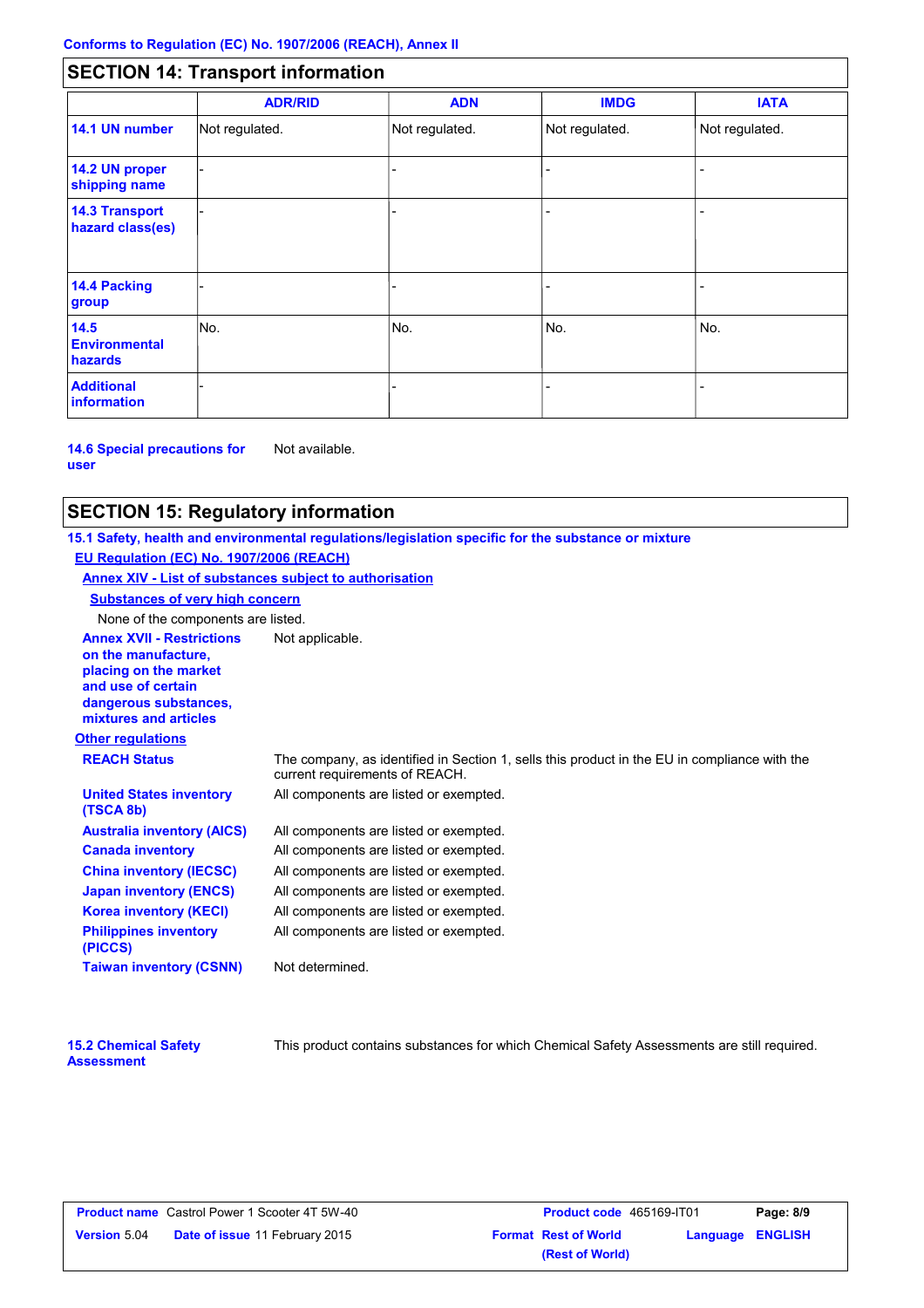## SECTION 14: Transport information

| | ADR/RID | ADN | IMDG | IATA |
|---|---|---|---|---|
| **14.1 UN number** | Not regulated. | Not regulated. | Not regulated. | Not regulated. |
| **14.2 UN proper shipping name** | - | - | - | - |
| **14.3 Transport hazard class(es)** | - | - | - | - |
| **14.4 Packing group** | - | - | - | - |
| **14.5 Environmental hazards** | No. | No. | No. | No. |
| **Additional information** | - | - | - | - |

**14.6 Special precautions for user** Not available.

## SECTION 15: Regulatory information

**15.1 Safety, health and environmental regulations/legislation specific for the substance or mixture**

**EU Regulation (EC) No. 1907/2006 (REACH)**

**Annex XIV - List of substances subject to authorisation**

**Substances of very high concern**

None of the components are listed.

**Annex XVII - Restrictions on the manufacture, placing on the market and use of certain dangerous substances, mixtures and articles** Not applicable.

**Other regulations**

| | |
|---|---|
| **REACH Status** | The company, as identified in Section 1, sells this product in the EU in compliance with the current requirements of REACH. |
| **United States inventory (TSCA 8b)** | All components are listed or exempted. |
| **Australia inventory (AICS)** | All components are listed or exempted. |
| **Canada inventory** | All components are listed or exempted. |
| **China inventory (IECSC)** | All components are listed or exempted. |
| **Japan inventory (ENCS)** | All components are listed or exempted. |
| **Korea inventory (KECI)** | All components are listed or exempted. |
| **Philippines inventory (PICCS)** | All components are listed or exempted. |
| **Taiwan inventory (CSNN)** | Not determined. |

**15.2 Chemical Safety Assessment** This product contains substances for which Chemical Safety Assessments are still required.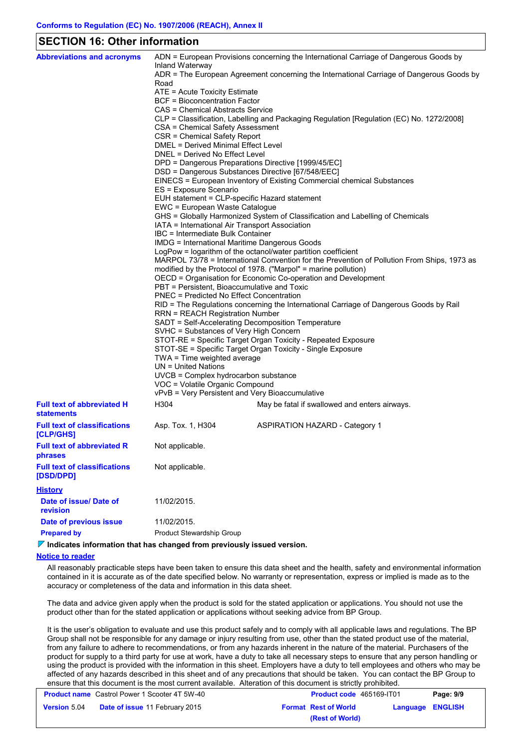Conforms to Regulation (EC) No. 1907/2006 (REACH), Annex II

## SECTION 16: Other information

**Abbreviations and acronyms**

ADN = European Provisions concerning the International Carriage of Dangerous Goods by Inland Waterway
ADR = The European Agreement concerning the International Carriage of Dangerous Goods by Road
ATE = Acute Toxicity Estimate
BCF = Bioconcentration Factor
CAS = Chemical Abstracts Service
CLP = Classification, Labelling and Packaging Regulation [Regulation (EC) No. 1272/2008]
CSA = Chemical Safety Assessment
CSR = Chemical Safety Report
DMEL = Derived Minimal Effect Level
DNEL = Derived No Effect Level
DPD = Dangerous Preparations Directive [1999/45/EC]
DSD = Dangerous Substances Directive [67/548/EEC]
EINECS = European Inventory of Existing Commercial chemical Substances
ES = Exposure Scenario
EUH statement = CLP-specific Hazard statement
EWC = European Waste Catalogue
GHS = Globally Harmonized System of Classification and Labelling of Chemicals
IATA = International Air Transport Association
IBC = Intermediate Bulk Container
IMDG = International Maritime Dangerous Goods
LogPow = logarithm of the octanol/water partition coefficient
MARPOL 73/78 = International Convention for the Prevention of Pollution From Ships, 1973 as modified by the Protocol of 1978. ("Marpol" = marine pollution)
OECD = Organisation for Economic Co-operation and Development
PBT = Persistent, Bioaccumulative and Toxic
PNEC = Predicted No Effect Concentration
RID = The Regulations concerning the International Carriage of Dangerous Goods by Rail
RRN = REACH Registration Number
SADT = Self-Accelerating Decomposition Temperature
SVHC = Substances of Very High Concern
STOT-RE = Specific Target Organ Toxicity - Repeated Exposure
STOT-SE = Specific Target Organ Toxicity - Single Exposure
TWA = Time weighted average
UN = United Nations
UVCB = Complex hydrocarbon substance
VOC = Volatile Organic Compound
vPvB = Very Persistent and Very Bioaccumulative

| | | |
|---|---|---|
| **Full text of abbreviated H statements** | H304 | May be fatal if swallowed and enters airways. |
| **Full text of classifications [CLP/GHS]** | Asp. Tox. 1, H304 | ASPIRATION HAZARD - Category 1 |
| **Full text of abbreviated R phrases** | Not applicable. | |
| **Full text of classifications [DSD/DPD]** | Not applicable. | |

**History**

| | |
|---|---|
| **Date of issue/ Date of revision** | 11/02/2015. |
| **Date of previous issue** | 11/02/2015. |
| **Prepared by** | Product Stewardship Group |

**Indicates information that has changed from previously issued version.**

**Notice to reader**

All reasonably practicable steps have been taken to ensure this data sheet and the health, safety and environmental information contained in it is accurate as of the date specified below. No warranty or representation, express or implied is made as to the accuracy or completeness of the data and information in this data sheet.

The data and advice given apply when the product is sold for the stated application or applications. You should not use the product other than for the stated application or applications without seeking advice from BP Group.

It is the user's obligation to evaluate and use this product safely and to comply with all applicable laws and regulations. The BP Group shall not be responsible for any damage or injury resulting from use, other than the stated product use of the material, from any failure to adhere to recommendations, or from any hazards inherent in the nature of the material. Purchasers of the product for supply to a third party for use at work, have a duty to take all necessary steps to ensure that any person handling or using the product is provided with the information in this sheet. Employers have a duty to tell employees and others who may be affected of any hazards described in this sheet and of any precautions that should be taken. You can contact the BP Group to ensure that this document is the most current available. Alteration of this document is strictly prohibited.

| | | | |
|---|---|---|---|
| **Product name** Castrol Power 1 Scooter 4T 5W-40 | | **Product code** 465169-IT01 | |
| **Version** 5.04 | **Date of issue** 11 February 2015 | **Format** Rest of World (Rest of World) | **Language** ENGLISH |